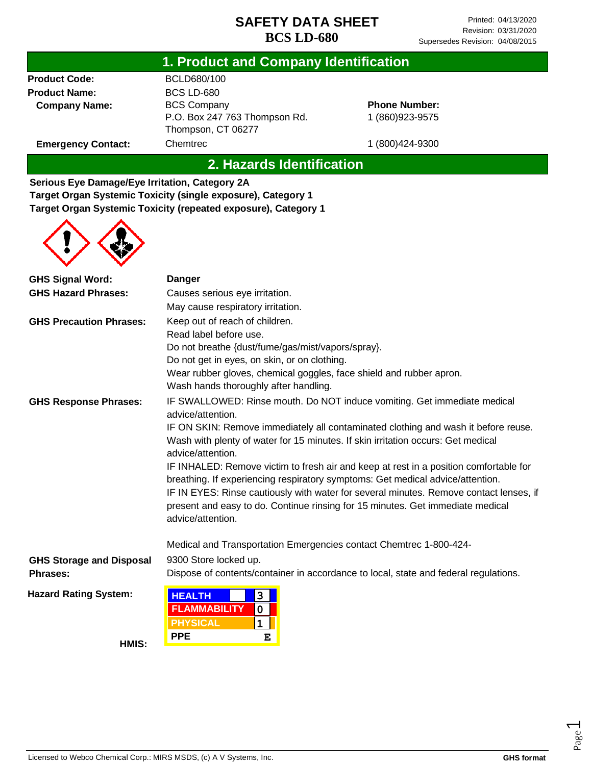# SAFETY DATA SHEET
# BCS LD-680

Printed: 04/13/2020
Revision: 03/31/2020
Supersedes Revision: 04/08/2015

## 1. Product and Company Identification

| | | |
|---|---|---|
| **Product Code:** | BCLD680/100 | |
| **Product Name:** | BCS LD-680 | |
| **Company Name:** | BCS Company<br>P.O. Box 247 763 Thompson Rd.<br>Thompson, CT 06277 | **Phone Number:**<br>1 (860)923-9575 |
| **Emergency Contact:** | Chemtrec | 1 (800)424-9300 |

## 2. Hazards Identification

**Serious Eye Damage/Eye Irritation, Category 2A**
**Target Organ Systemic Toxicity (single exposure), Category 1**
**Target Organ Systemic Toxicity (repeated exposure), Category 1**

**GHS Signal Word:** **Danger**

**GHS Hazard Phrases:**
Causes serious eye irritation.
May cause respiratory irritation.

**GHS Precaution Phrases:**
Keep out of reach of children.
Read label before use.
Do not breathe {dust/fume/gas/mist/vapors/spray}.
Do not get in eyes, on skin, or on clothing.
Wear rubber gloves, chemical goggles, face shield and rubber apron.
Wash hands thoroughly after handling.

**GHS Response Phrases:**
IF SWALLOWED: Rinse mouth. Do NOT induce vomiting. Get immediate medical advice/attention.
IF ON SKIN: Remove immediately all contaminated clothing and wash it before reuse. Wash with plenty of water for 15 minutes. If skin irritation occurs: Get medical advice/attention.
IF INHALED: Remove victim to fresh air and keep at rest in a position comfortable for breathing. If experiencing respiratory symptoms: Get medical advice/attention.
IF IN EYES: Rinse cautiously with water for several minutes. Remove contact lenses, if present and easy to do. Continue rinsing for 15 minutes. Get immediate medical advice/attention.

Medical and Transportation Emergencies contact Chemtrec 1-800-424-

**GHS Storage and Disposal Phrases:**
9300 Store locked up.
Dispose of contents/container in accordance to local, state and federal regulations.

**Hazard Rating System:**

**HMIS:**

| | |
|---|---|
| HEALTH | 3 |
| FLAMMABILITY | 0 |
| PHYSICAL | 1 |
| PPE | E |

Licensed to Webco Chemical Corp.: MIRS MSDS, (c) A V Systems, Inc. **GHS format**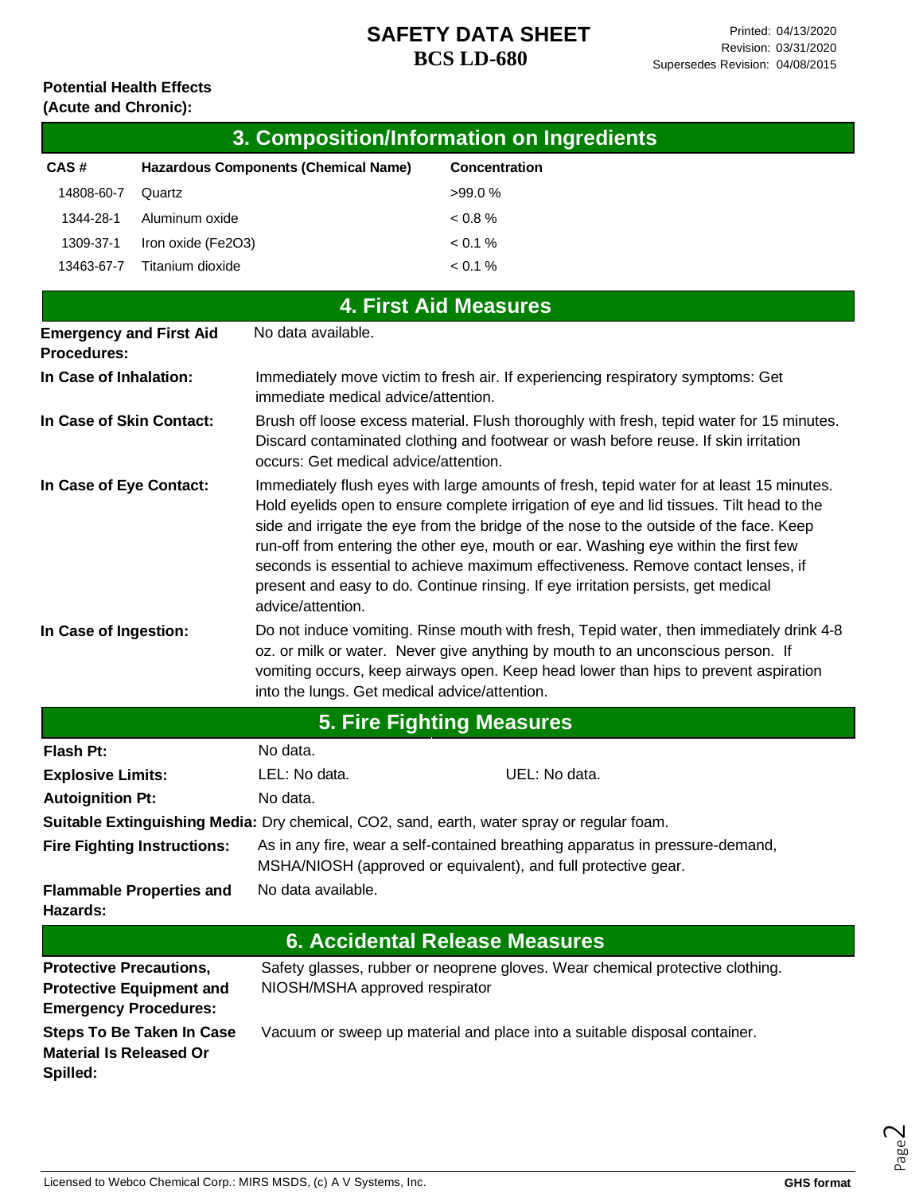**Potential Health Effects (Acute and Chronic):**

## 3. Composition/Information on Ingredients

| CAS # | Hazardous Components (Chemical Name) | Concentration |
| --- | --- | --- |
| 14808-60-7 | Quartz | >99.0 % |
| 1344-28-1 | Aluminum oxide | < 0.8 % |
| 1309-37-1 | Iron oxide ($Fe_2O_3$) | < 0.1 % |
| 13463-67-7 | Titanium dioxide | < 0.1 % |

## 4. First Aid Measures

**Emergency and First Aid Procedures:** No data available.

**In Case of Inhalation:** Immediately move victim to fresh air. If experiencing respiratory symptoms: Get immediate medical advice/attention.

**In Case of Skin Contact:** Brush off loose excess material. Flush thoroughly with fresh, tepid water for 15 minutes. Discard contaminated clothing and footwear or wash before reuse. If skin irritation occurs: Get medical advice/attention.

**In Case of Eye Contact:** Immediately flush eyes with large amounts of fresh, tepid water for at least 15 minutes. Hold eyelids open to ensure complete irrigation of eye and lid tissues. Tilt head to the side and irrigate the eye from the bridge of the nose to the outside of the face. Keep run-off from entering the other eye, mouth or ear. Washing eye within the first few seconds is essential to achieve maximum effectiveness. Remove contact lenses, if present and easy to do. Continue rinsing. If eye irritation persists, get medical advice/attention.

**In Case of Ingestion:** Do not induce vomiting. Rinse mouth with fresh, Tepid water, then immediately drink 4-8 oz. or milk or water. Never give anything by mouth to an unconscious person. If vomiting occurs, keep airways open. Keep head lower than hips to prevent aspiration into the lungs. Get medical advice/attention.

## 5. Fire Fighting Measures

**Flash Pt:** No data.

**Explosive Limits:** LEL: No data. UEL: No data.

**Autoignition Pt:** No data.

**Suitable Extinguishing Media:** Dry chemical, $CO_2$, sand, earth, water spray or regular foam.

**Fire Fighting Instructions:** As in any fire, wear a self-contained breathing apparatus in pressure-demand, MSHA/NIOSH (approved or equivalent), and full protective gear.

**Flammable Properties and Hazards:** No data available.

## 6. Accidental Release Measures

**Protective Precautions, Protective Equipment and Emergency Procedures:** Safety glasses, rubber or neoprene gloves. Wear chemical protective clothing. NIOSH/MSHA approved respirator

**Steps To Be Taken In Case Material Is Released Or Spilled:** Vacuum or sweep up material and place into a suitable disposal container.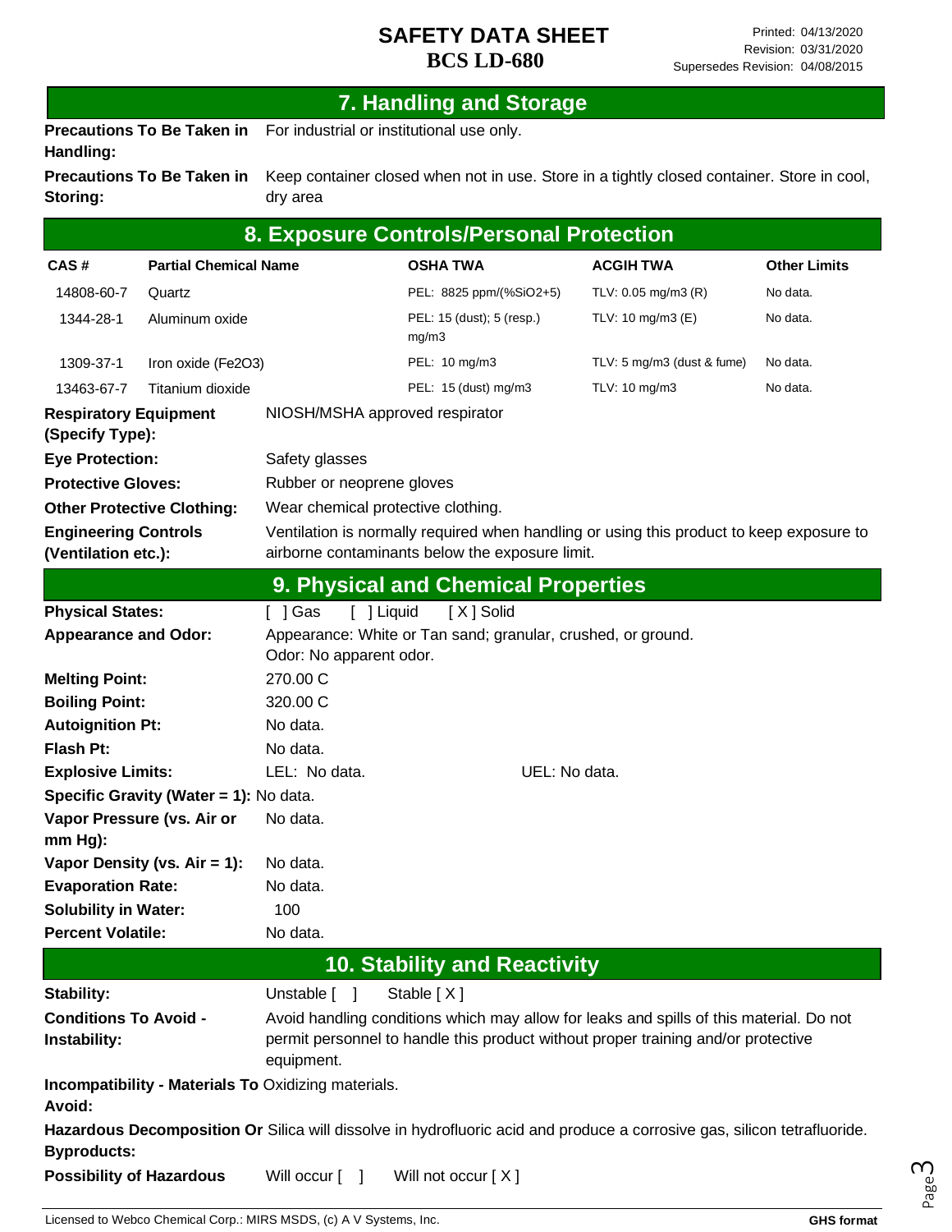## 7. Handling and Storage

**Precautions To Be Taken in Handling:** For industrial or institutional use only.

**Precautions To Be Taken in Storing:** Keep container closed when not in use. Store in a tightly closed container. Store in cool, dry area

## 8. Exposure Controls/Personal Protection

| CAS # | Partial Chemical Name | OSHA TWA | ACGIH TWA | Other Limits |
|---|---|---|---|---|
| 14808-60-7 | Quartz | PEL: 8825 ppm/(%SiO2+5) | TLV: 0.05 mg/m3 (R) | No data. |
| 1344-28-1 | Aluminum oxide | PEL: 15 (dust); 5 (resp.) mg/m3 | TLV: 10 mg/m3 (E) | No data. |
| 1309-37-1 | Iron oxide (Fe2O3) | PEL: 10 mg/m3 | TLV: 5 mg/m3 (dust & fume) | No data. |
| 13463-67-7 | Titanium dioxide | PEL: 15 (dust) mg/m3 | TLV: 10 mg/m3 | No data. |

**Respiratory Equipment (Specify Type):** NIOSH/MSHA approved respirator

**Eye Protection:** Safety glasses

**Protective Gloves:** Rubber or neoprene gloves

**Other Protective Clothing:** Wear chemical protective clothing.

**Engineering Controls (Ventilation etc.):** Ventilation is normally required when handling or using this product to keep exposure to airborne contaminants below the exposure limit.

## 9. Physical and Chemical Properties

**Physical States:** [ ] Gas [ ] Liquid [ X ] Solid

**Appearance and Odor:** Appearance: White or Tan sand; granular, crushed, or ground.
Odor: No apparent odor.

**Melting Point:** 270.00 C

**Boiling Point:** 320.00 C

**Autoignition Pt:** No data.

**Flash Pt:** No data.

**Explosive Limits:** LEL: No data. UEL: No data.

**Specific Gravity (Water = 1):** No data.

**Vapor Pressure (vs. Air or mm Hg):** No data.

**Vapor Density (vs. Air = 1):** No data.

**Evaporation Rate:** No data.

**Solubility in Water:** 100

**Percent Volatile:** No data.

## 10. Stability and Reactivity

**Stability:** Unstable [ ] Stable [ X ]

**Conditions To Avoid - Instability:** Avoid handling conditions which may allow for leaks and spills of this material. Do not permit personnel to handle this product without proper training and/or protective equipment.

**Incompatibility - Materials To Avoid:** Oxidizing materials.

**Hazardous Decomposition Or Byproducts:** Silica will dissolve in hydrofluoric acid and produce a corrosive gas, silicon tetrafluoride.

**Possibility of Hazardous** Will occur [ ] Will not occur [ X ]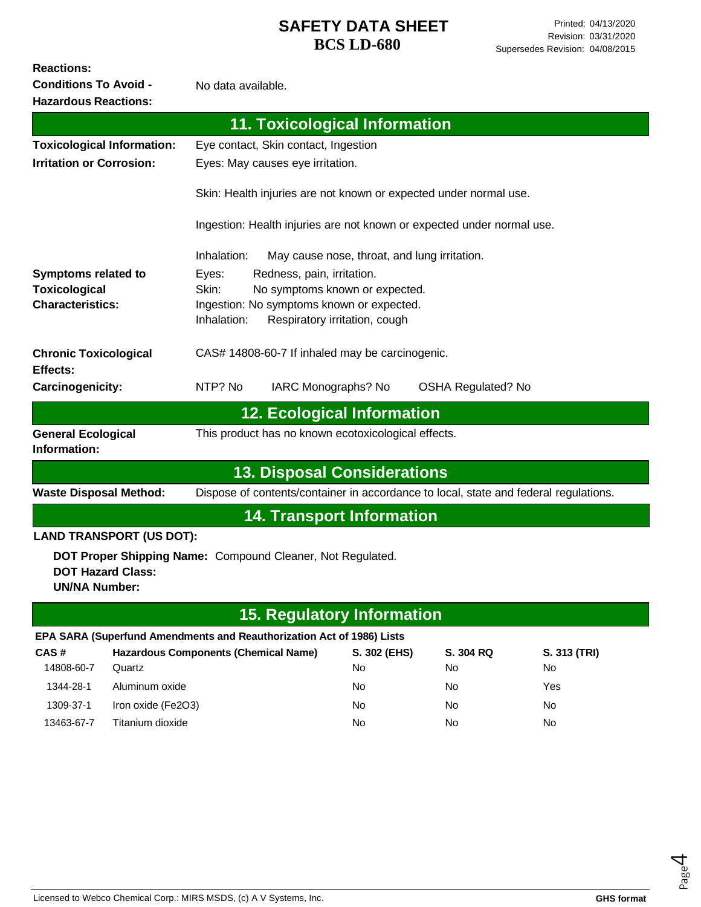**Reactions:**
**Conditions To Avoid - Hazardous Reactions:** No data available.

## 11. Toxicological Information

**Toxicological Information:** Eye contact, Skin contact, Ingestion

**Irritation or Corrosion:** Eyes: May causes eye irritation.

Skin: Health injuries are not known or expected under normal use.

Ingestion: Health injuries are not known or expected under normal use.

Inhalation: May cause nose, throat, and lung irritation.

**Symptoms related to Toxicological Characteristics:**
Eyes: Redness, pain, irritation.
Skin: No symptoms known or expected.
Ingestion: No symptoms known or expected.
Inhalation: Respiratory irritation, cough

**Chronic Toxicological Effects:** CAS# 14808-60-7 If inhaled may be carcinogenic.

**Carcinogenicity:** NTP? No IARC Monographs? No OSHA Regulated? No

## 12. Ecological Information

**General Ecological Information:** This product has no known ecotoxicological effects.

## 13. Disposal Considerations

**Waste Disposal Method:** Dispose of contents/container in accordance to local, state and federal regulations.

## 14. Transport Information

**LAND TRANSPORT (US DOT):**

**DOT Proper Shipping Name:** Compound Cleaner, Not Regulated.
**DOT Hazard Class:**
**UN/NA Number:**

## 15. Regulatory Information

**EPA SARA (Superfund Amendments and Reauthorization Act of 1986) Lists**

| CAS # | Hazardous Components (Chemical Name) | S. 302 (EHS) | S. 304 RQ | S. 313 (TRI) |
|---|---|---|---|---|
| 14808-60-7 | Quartz | No | No | No |
| 1344-28-1 | Aluminum oxide | No | No | Yes |
| 1309-37-1 | Iron oxide ($Fe_2O_3$) | No | No | No |
| 13463-67-7 | Titanium dioxide | No | No | No |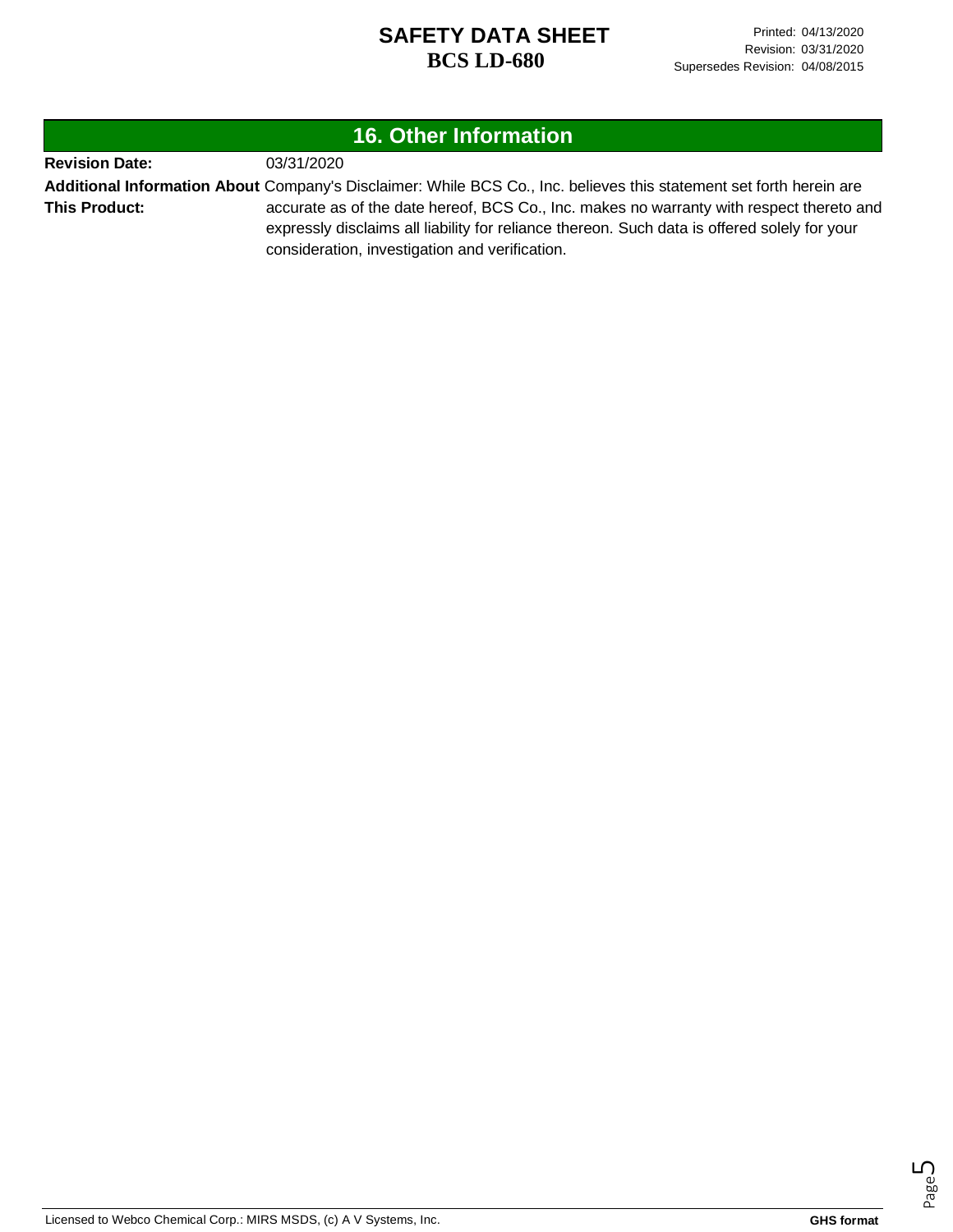## 16. Other Information

| | |
|---|---|
| **Revision Date:** | 03/31/2020 |
| **Additional Information About This Product:** | Company's Disclaimer: While BCS Co., Inc. believes this statement set forth herein are accurate as of the date hereof, BCS Co., Inc. makes no warranty with respect thereto and expressly disclaims all liability for reliance thereon. Such data is offered solely for your consideration, investigation and verification. |